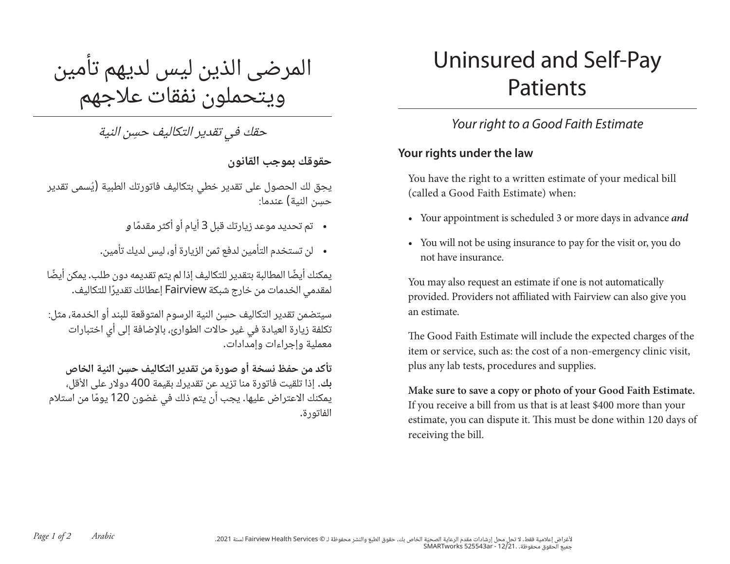# المرضى الذين ليس لديهم تأمين ويتحملون نفقات علاجهم

*حقك في تقدير التكاليف حسِن النية*

**حقوقك بموجب القانون**

يحِق لك الحصول على تقدير خطي بتكاليف فاتورتك الطبية (يُسمى تقدير حسِن النية) عندما:

- تم تحديد موعد زيارتك قبل 3 أيام أو أكثر مقدمًا **و**
- لن تستخدم التأمين لدفع ثمن الزيارة أو، ليس لديك تأمين.

يمكنك أيضًا المطالبة بتقدير للتكاليف إذا لم يتم تقديمه دون طلب. يمكن أيضًا لمقدمي الخدمات من خارج شبكة Fairview إعطائك تقديرًا للتكاليف.

سيتضمن تقدير التكاليف حسِن النية الرسوم المتوقعة للبند أو الخدمة، مثل: تكلفة زيارة العيادة في غير حالات الطوارئ، بالإضافة إلى أي اختبارات معملية وإجراءات وإمدادات.

**تأكد من حفظ نسخة أو صورة من تقدير التكاليف حسِن النية الخاص بك.** إذا تلقيت فاتورة منا تزيد عن تقديرك بقيمة 400 دولار على الأقل، يمكنك الاعتراض عليها. يجب أن يتم ذلك في غضون 120 يومًا من استلام الفاتورة.

# Uninsured and Self-Pay Patients

*Your right to a Good Faith Estimate*

**Your rights under the law**

You have the right to a written estimate of your medical bill (called a Good Faith Estimate) when:

- Your appointment is scheduled 3 or more days in advance ***and***
- You will not be using insurance to pay for the visit or, you do not have insurance.

You may also request an estimate if one is not automatically provided. Providers not affiliated with Fairview can also give you an estimate.

The Good Faith Estimate will include the expected charges of the item or service, such as: the cost of a non-emergency clinic visit, plus any lab tests, procedures and supplies.

**Make sure to save a copy or photo of your Good Faith Estimate.** If you receive a bill from us that is at least $400 more than your estimate, you can dispute it. This must be done within 120 days of receiving the bill.

Arabic

لأغراض إعلامية فقط. لا تحل محل إرشادات مقدم الرعاية الصحية الخاص بك. حقوق الطبع والنشر محفوظة لـ © Fairview Health Services لسنة 2021. جميع الحقوق محفوظة. SMARTworks 525543ar - 12/21.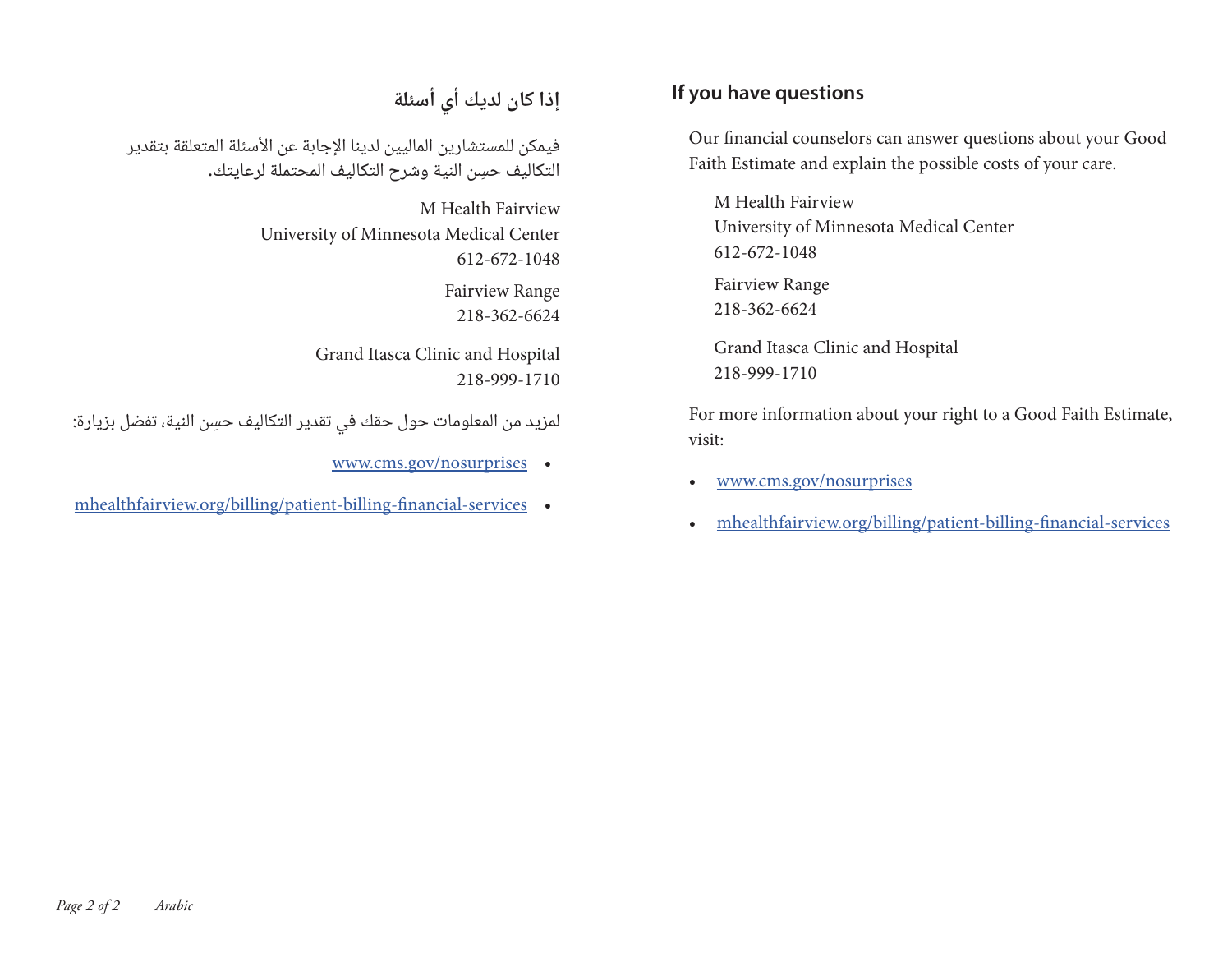## If you have questions

Our financial counselors can answer questions about your Good Faith Estimate and explain the possible costs of your care.

M Health Fairview
University of Minnesota Medical Center
612-672-1048

Fairview Range
218-362-6624

Grand Itasca Clinic and Hospital
218-999-1710

For more information about your right to a Good Faith Estimate, visit:

- www.cms.gov/nosurprises
- mhealthfairview.org/billing/patient-billing-financial-services

## إذا كان لديك أي أسئلة

فيمكن للمستشارين الماليين لدينا الإجابة عن الأسئلة المتعلقة بتقدير التكاليف حسِن النية وشرح التكاليف المحتملة لرعايتك.

M Health Fairview
University of Minnesota Medical Center
612-672-1048

Fairview Range
218-362-6624

Grand Itasca Clinic and Hospital
218-999-1710

لمزيد من المعلومات حول حقك في تقدير التكاليف حسِن النية، تفضل بزيارة:

- www.cms.gov/nosurprises
- mhealthfairview.org/billing/patient-billing-financial-services

*Arabic*